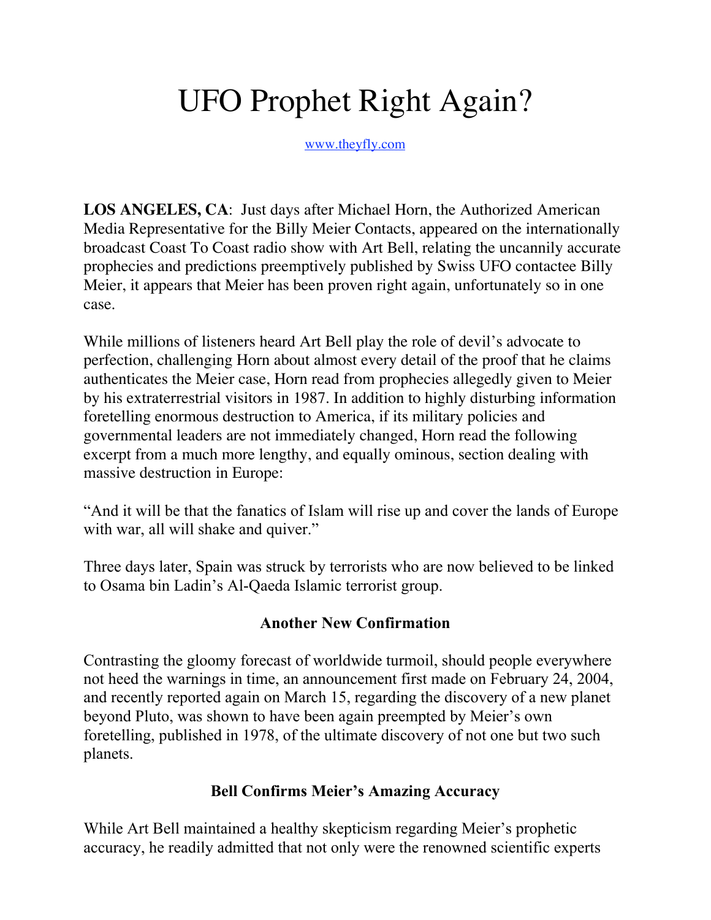# UFO Prophet Right Again?

www.theyfly.com

**LOS ANGELES, CA**: Just days after Michael Horn, the Authorized American Media Representative for the Billy Meier Contacts, appeared on the internationally broadcast Coast To Coast radio show with Art Bell, relating the uncannily accurate prophecies and predictions preemptively published by Swiss UFO contactee Billy Meier, it appears that Meier has been proven right again, unfortunately so in one case.

While millions of listeners heard Art Bell play the role of devil's advocate to perfection, challenging Horn about almost every detail of the proof that he claims authenticates the Meier case, Horn read from prophecies allegedly given to Meier by his extraterrestrial visitors in 1987. In addition to highly disturbing information foretelling enormous destruction to America, if its military policies and governmental leaders are not immediately changed, Horn read the following excerpt from a much more lengthy, and equally ominous, section dealing with massive destruction in Europe:

"And it will be that the fanatics of Islam will rise up and cover the lands of Europe with war, all will shake and quiver."

Three days later, Spain was struck by terrorists who are now believed to be linked to Osama bin Ladin's Al-Qaeda Islamic terrorist group.

### Another New Confirmation

Contrasting the gloomy forecast of worldwide turmoil, should people everywhere not heed the warnings in time, an announcement first made on February 24, 2004, and recently reported again on March 15, regarding the discovery of a new planet beyond Pluto, was shown to have been again preempted by Meier's own foretelling, published in 1978, of the ultimate discovery of not one but two such planets.

### Bell Confirms Meier's Amazing Accuracy

While Art Bell maintained a healthy skepticism regarding Meier's prophetic accuracy, he readily admitted that not only were the renowned scientific experts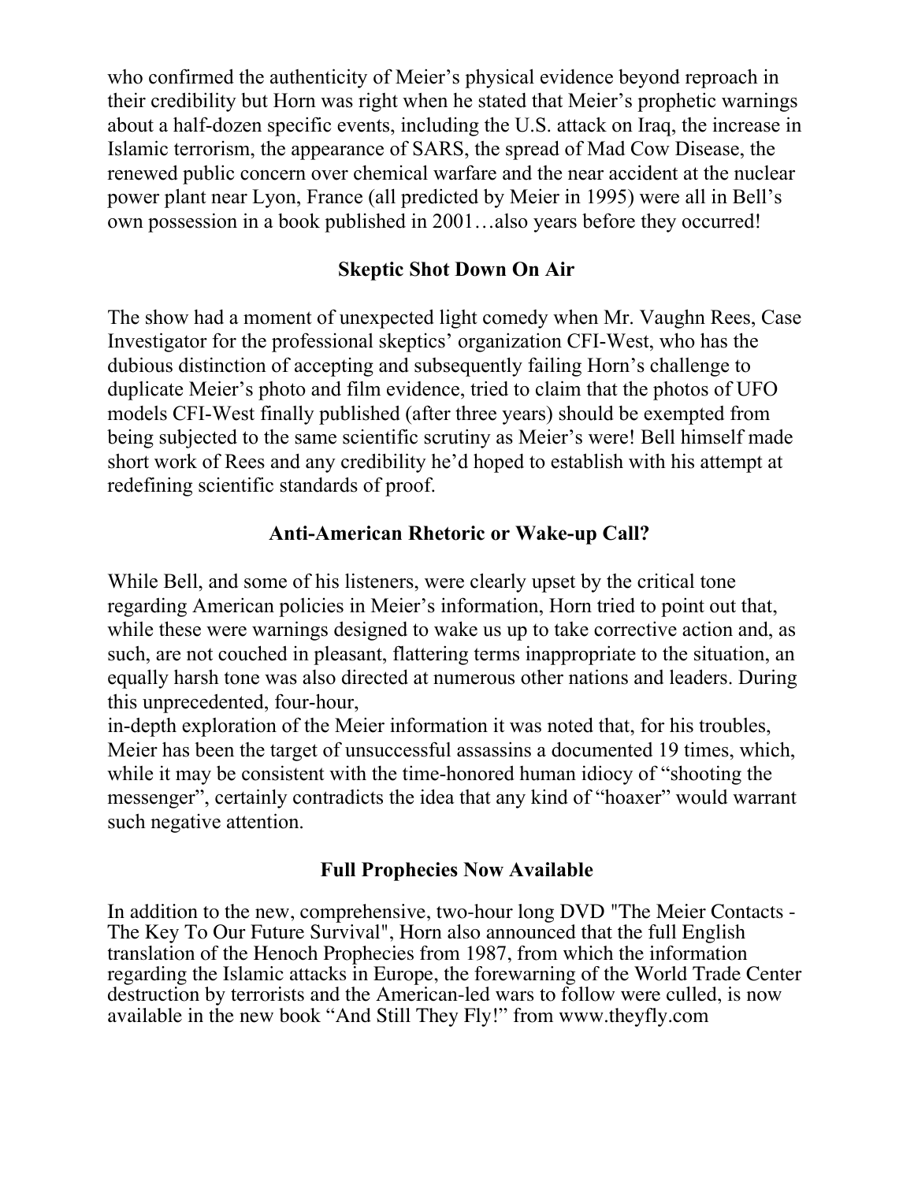who confirmed the authenticity of Meier's physical evidence beyond reproach in their credibility but Horn was right when he stated that Meier's prophetic warnings about a half-dozen specific events, including the U.S. attack on Iraq, the increase in Islamic terrorism, the appearance of SARS, the spread of Mad Cow Disease, the renewed public concern over chemical warfare and the near accident at the nuclear power plant near Lyon, France (all predicted by Meier in 1995) were all in Bell's own possession in a book published in 2001…also years before they occurred!

## Skeptic Shot Down On Air

The show had a moment of unexpected light comedy when Mr. Vaughn Rees, Case Investigator for the professional skeptics' organization CFI-West, who has the dubious distinction of accepting and subsequently failing Horn's challenge to duplicate Meier's photo and film evidence, tried to claim that the photos of UFO models CFI-West finally published (after three years) should be exempted from being subjected to the same scientific scrutiny as Meier's were! Bell himself made short work of Rees and any credibility he'd hoped to establish with his attempt at redefining scientific standards of proof.

## Anti-American Rhetoric or Wake-up Call?

While Bell, and some of his listeners, were clearly upset by the critical tone regarding American policies in Meier's information, Horn tried to point out that, while these were warnings designed to wake us up to take corrective action and, as such, are not couched in pleasant, flattering terms inappropriate to the situation, an equally harsh tone was also directed at numerous other nations and leaders. During this unprecedented, four-hour, in-depth exploration of the Meier information it was noted that, for his troubles, Meier has been the target of unsuccessful assassins a documented 19 times, which, while it may be consistent with the time-honored human idiocy of "shooting the messenger", certainly contradicts the idea that any kind of "hoaxer" would warrant such negative attention.

## Full Prophecies Now Available

In addition to the new, comprehensive, two-hour long DVD "The Meier Contacts - The Key To Our Future Survival", Horn also announced that the full English translation of the Henoch Prophecies from 1987, from which the information regarding the Islamic attacks in Europe, the forewarning of the World Trade Center destruction by terrorists and the American-led wars to follow were culled, is now available in the new book "And Still They Fly!" from www.theyfly.com